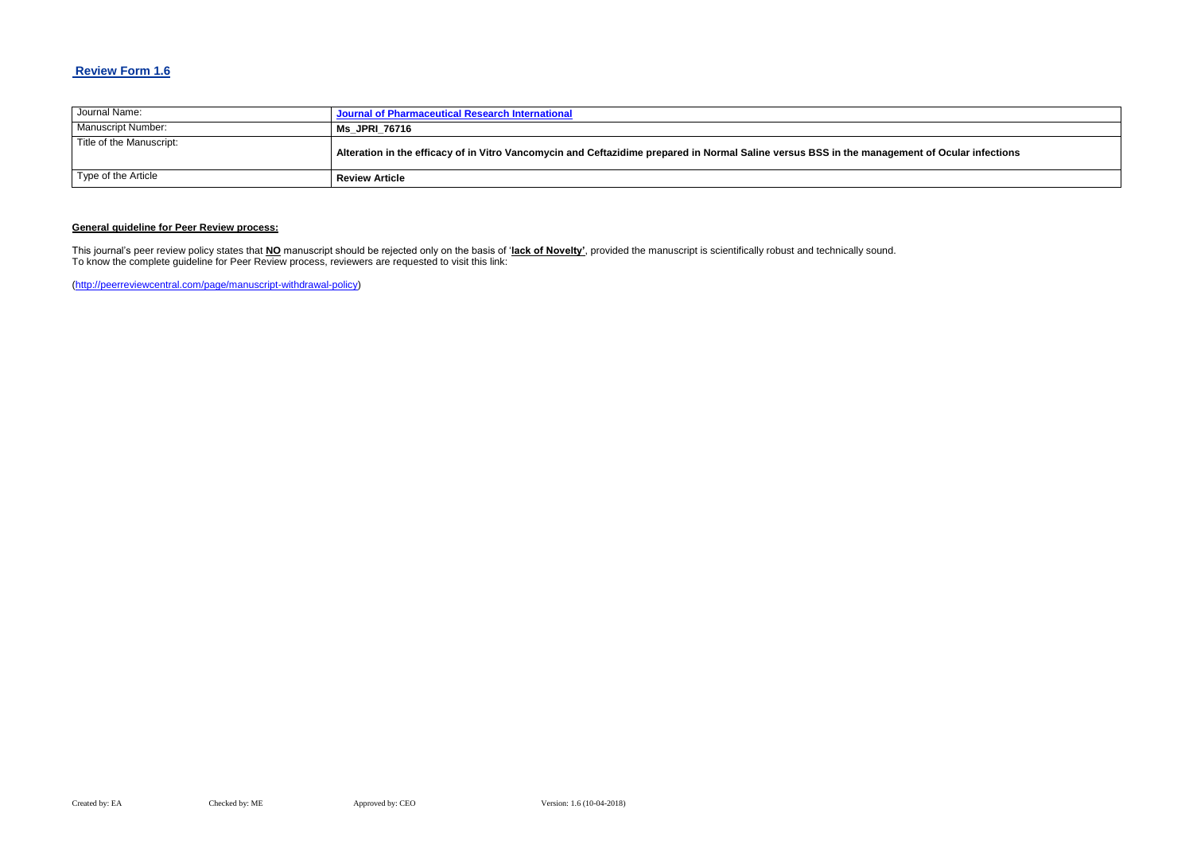## Review Form 1.6

| Journal Name: | Journal of Pharmaceutical Research International |
|---|---|
| Manuscript Number: | **Ms_JPRI_76716** |
| Title of the Manuscript: | **Alteration in the efficacy of in Vitro Vancomycin and Ceftazidime prepared in Normal Saline versus BSS in the management of Ocular infections** |
| Type of the Article | **Review Article** |

**General guideline for Peer Review process:**

This journal's peer review policy states that **NO** manuscript should be rejected only on the basis of '**lack of Novelty'**, provided the manuscript is scientifically robust and technically sound.
To know the complete guideline for Peer Review process, reviewers are requested to visit this link:

(http://peerreviewcentral.com/page/manuscript-withdrawal-policy)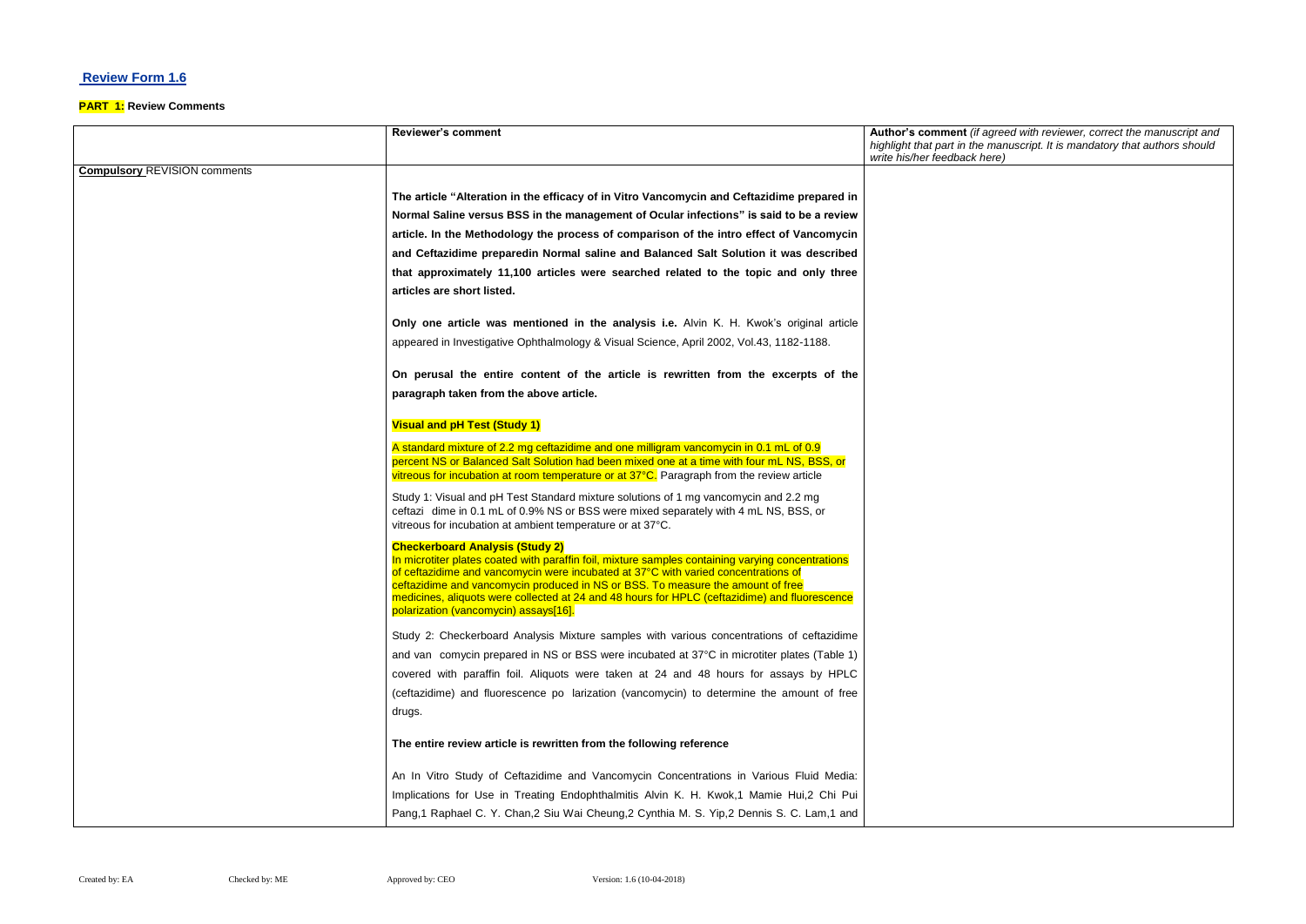## Review Form 1.6

**PART 1:** Review Comments

| | Reviewer's comment | Author's comment *(if agreed with reviewer, correct the manuscript and highlight that part in the manuscript. It is mandatory that authors should write his/her feedback here)* |
|---|---|---|
| **Compulsory** REVISION comments | **The article "Alteration in the efficacy of in Vitro Vancomycin and Ceftazidime prepared in Normal Saline versus BSS in the management of Ocular infections" is said to be a review article. In the Methodology the process of comparison of the intro effect of Vancomycin and Ceftazidime preparedin Normal saline and Balanced Salt Solution it was described that approximately 11,100 articles were searched related to the topic and only three articles are short listed.**<br><br>**Only one article was mentioned in the analysis i.e.** Alvin K. H. Kwok's original article appeared in Investigative Ophthalmology & Visual Science, April 2002, Vol.43, 1182-1188.<br><br>**On perusal the entire content of the article is rewritten from the excerpts of the paragraph taken from the above article.**<br><br>**Visual and pH Test (Study 1)**<br><br>A standard mixture of 2.2 mg ceftazidime and one milligram vancomycin in 0.1 mL of 0.9 percent NS or Balanced Salt Solution had been mixed one at a time with four mL NS, BSS, or vitreous for incubation at room temperature or at 37°C. Paragraph from the review article<br><br>Study 1: Visual and pH Test Standard mixture solutions of 1 mg vancomycin and 2.2 mg ceftazi dime in 0.1 mL of 0.9% NS or BSS were mixed separately with 4 mL NS, BSS, or vitreous for incubation at ambient temperature or at 37°C.<br><br>**Checkerboard Analysis (Study 2)**<br>In microtiter plates coated with paraffin foil, mixture samples containing varying concentrations of ceftazidime and vancomycin were incubated at 37°C with varied concentrations of ceftazidime and vancomycin produced in NS or BSS. To measure the amount of free medicines, aliquots were collected at 24 and 48 hours for HPLC (ceftazidime) and fluorescence polarization (vancomycin) assays[16].<br><br>Study 2: Checkerboard Analysis Mixture samples with various concentrations of ceftazidime and van comycin prepared in NS or BSS were incubated at 37°C in microtiter plates (Table 1) covered with paraffin foil. Aliquots were taken at 24 and 48 hours for assays by HPLC (ceftazidime) and fluorescence po larization (vancomycin) to determine the amount of free drugs.<br><br>**The entire review article is rewritten from the following reference**<br><br>An In Vitro Study of Ceftazidime and Vancomycin Concentrations in Various Fluid Media: Implications for Use in Treating Endophthalmitis Alvin K. H. Kwok,1 Mamie Hui,2 Chi Pui Pang,1 Raphael C. Y. Chan,2 Siu Wai Cheung,2 Cynthia M. S. Yip,2 Dennis S. C. Lam,1 and | |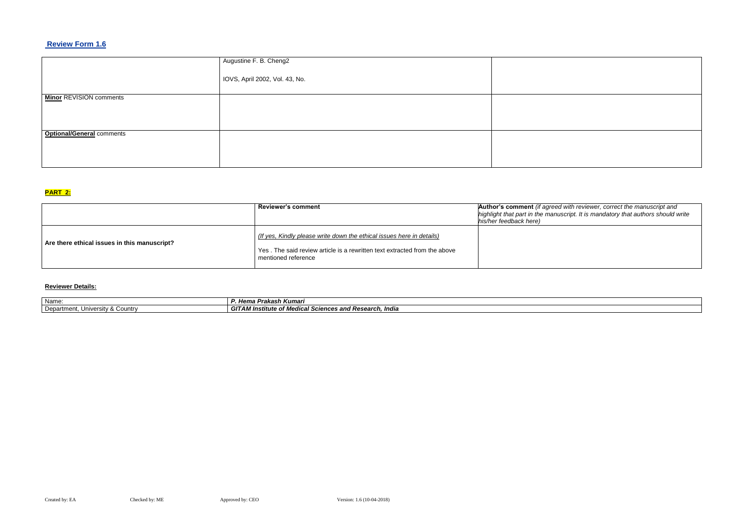**Review Form 1.6**

| | | |
|---|---|---|
| | Augustine F. B. Cheng2<br><br>IOVS, April 2002, Vol. 43, No. | |
| **Minor** REVISION comments | | |
| **Optional/General** comments | | |

**PART 2:**

| | Reviewer's comment | Author's comment *(if agreed with reviewer, correct the manuscript and highlight that part in the manuscript. It is mandatory that authors should write his/her feedback here)* |
|---|---|---|
| **Are there ethical issues in this manuscript?** | *(If yes, Kindly please write down the ethical issues here in details)*<br><br>Yes . The said review article is a rewritten text extracted from the above mentioned reference | |

**Reviewer Details:**

| | |
|---|---|
| Name: | ***P. Hema Prakash Kumari*** |
| Department, University & Country | ***GITAM Institute of Medical Sciences and Research, India*** |

Created by: EA Checked by: ME Approved by: CEO Version: 1.6 (10-04-2018)